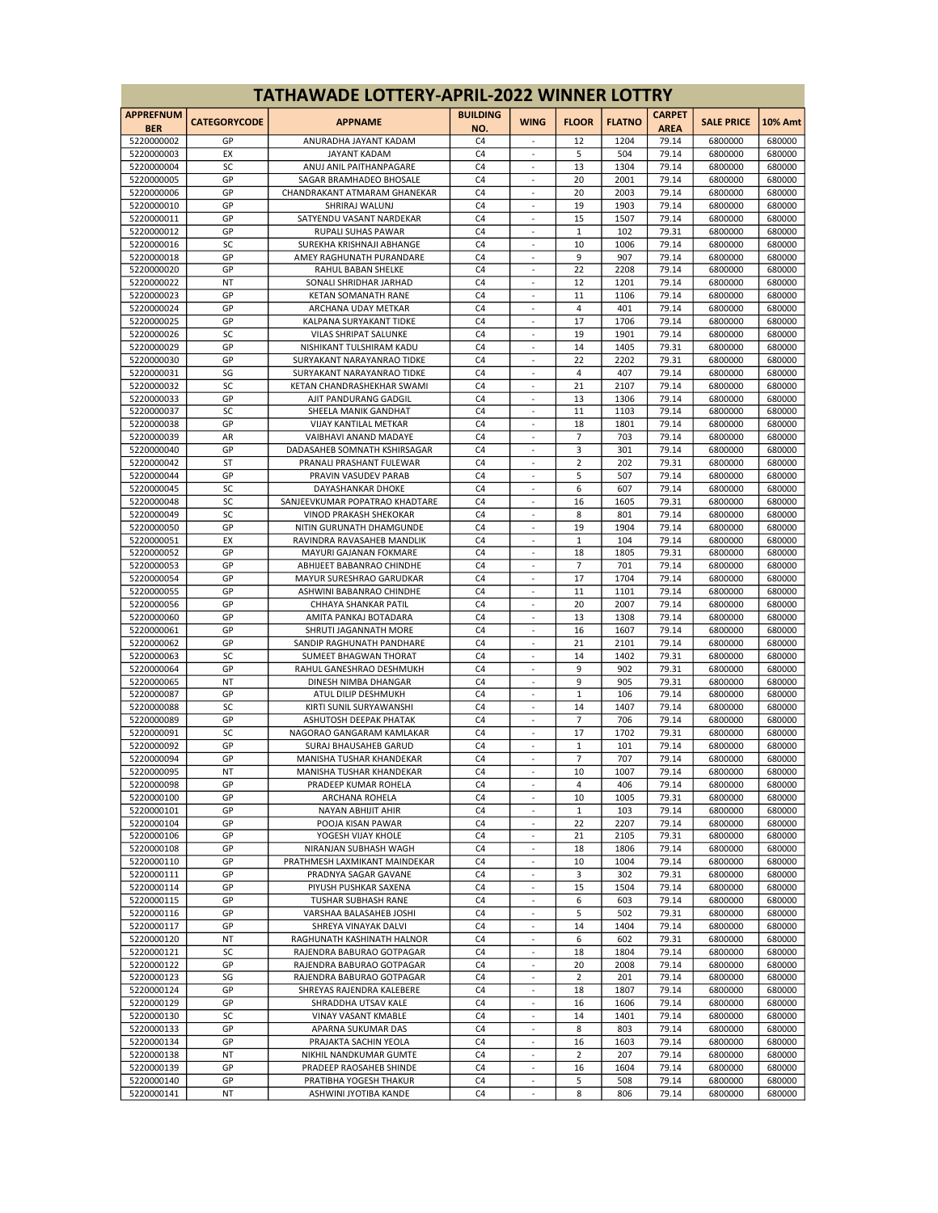# TATHAWADE LOTTERY-APRIL-2022 WINNER LOTTRY

| APPREFNUMBER | CATEGORYCODE | APPNAME | BUILDING NO. | WING | FLOOR | FLATNO | CARPET AREA | SALE PRICE | 10% Amt |
|---|---|---|---|---|---|---|---|---|---|
| 5220000002 | GP | ANURADHA JAYANT KADAM | C4 | - | 12 | 1204 | 79.14 | 6800000 | 680000 |
| 5220000003 | EX | JAYANT KADAM | C4 | - | 5 | 504 | 79.14 | 6800000 | 680000 |
| 5220000004 | SC | ANUJ ANIL PAITHANPAGARE | C4 | - | 13 | 1304 | 79.14 | 6800000 | 680000 |
| 5220000005 | GP | SAGAR BRAMHADEO BHOSALE | C4 | - | 20 | 2001 | 79.14 | 6800000 | 680000 |
| 5220000006 | GP | CHANDRAKANT ATMARAM GHANEKAR | C4 | - | 20 | 2003 | 79.14 | 6800000 | 680000 |
| 5220000010 | GP | SHRIRAJ WALUNJ | C4 | - | 19 | 1903 | 79.14 | 6800000 | 680000 |
| 5220000011 | GP | SATYENDU VASANT NARDEKAR | C4 | - | 15 | 1507 | 79.14 | 6800000 | 680000 |
| 5220000012 | GP | RUPALI SUHAS PAWAR | C4 | - | 1 | 102 | 79.31 | 6800000 | 680000 |
| 5220000016 | SC | SUREKHA KRISHNAJI ABHANGE | C4 | - | 10 | 1006 | 79.14 | 6800000 | 680000 |
| 5220000018 | GP | AMEY RAGHUNATH PURANDARE | C4 | - | 9 | 907 | 79.14 | 6800000 | 680000 |
| 5220000020 | GP | RAHUL BABAN SHELKE | C4 | - | 22 | 2208 | 79.14 | 6800000 | 680000 |
| 5220000022 | NT | SONALI SHRIDHAR JARHAD | C4 | - | 12 | 1201 | 79.14 | 6800000 | 680000 |
| 5220000023 | GP | KETAN SOMANATH RANE | C4 | - | 11 | 1106 | 79.14 | 6800000 | 680000 |
| 5220000024 | GP | ARCHANA UDAY METKAR | C4 | - | 4 | 401 | 79.14 | 6800000 | 680000 |
| 5220000025 | GP | KALPANA SURYAKANT TIDKE | C4 | - | 17 | 1706 | 79.14 | 6800000 | 680000 |
| 5220000026 | SC | VILAS SHRIPAT SALUNKE | C4 | - | 19 | 1901 | 79.14 | 6800000 | 680000 |
| 5220000029 | GP | NISHIKANT TULSHIRAM KADU | C4 | - | 14 | 1405 | 79.31 | 6800000 | 680000 |
| 5220000030 | GP | SURYAKANT NARAYANRAO TIDKE | C4 | - | 22 | 2202 | 79.31 | 6800000 | 680000 |
| 5220000031 | SG | SURYAKANT NARAYANRAO TIDKE | C4 | - | 4 | 407 | 79.14 | 6800000 | 680000 |
| 5220000032 | SC | KETAN CHANDRASHEKHAR SWAMI | C4 | - | 21 | 2107 | 79.14 | 6800000 | 680000 |
| 5220000033 | GP | AJIT PANDURANG GADGIL | C4 | - | 13 | 1306 | 79.14 | 6800000 | 680000 |
| 5220000037 | SC | SHEELA MANIK GANDHAT | C4 | - | 11 | 1103 | 79.14 | 6800000 | 680000 |
| 5220000038 | GP | VIJAY KANTILAL METKAR | C4 | - | 18 | 1801 | 79.14 | 6800000 | 680000 |
| 5220000039 | AR | VAIBHAVI ANAND MADAYE | C4 | - | 7 | 703 | 79.14 | 6800000 | 680000 |
| 5220000040 | GP | DADASAHEB SOMNATH KSHIRSAGAR | C4 | - | 3 | 301 | 79.14 | 6800000 | 680000 |
| 5220000042 | ST | PRANALI PRASHANT FULEWAR | C4 | - | 2 | 202 | 79.31 | 6800000 | 680000 |
| 5220000044 | GP | PRAVIN VASUDEV PARAB | C4 | - | 5 | 507 | 79.14 | 6800000 | 680000 |
| 5220000045 | SC | DAYASHANKAR DHOKE | C4 | - | 6 | 607 | 79.14 | 6800000 | 680000 |
| 5220000048 | SC | SANJEEVKUMAR POPATRAO KHADTARE | C4 | - | 16 | 1605 | 79.31 | 6800000 | 680000 |
| 5220000049 | SC | VINOD PRAKASH SHEKOKAR | C4 | - | 8 | 801 | 79.14 | 6800000 | 680000 |
| 5220000050 | GP | NITIN GURUNATH DHAMGUNDE | C4 | - | 19 | 1904 | 79.14 | 6800000 | 680000 |
| 5220000051 | EX | RAVINDRA RAVASAHEB MANDLIK | C4 | - | 1 | 104 | 79.14 | 6800000 | 680000 |
| 5220000052 | GP | MAYURI GAJANAN FOKMARE | C4 | - | 18 | 1805 | 79.31 | 6800000 | 680000 |
| 5220000053 | GP | ABHIJEET BABANRAO CHINDHE | C4 | - | 7 | 701 | 79.14 | 6800000 | 680000 |
| 5220000054 | GP | MAYUR SURESHRAO GARUDKAR | C4 | - | 17 | 1704 | 79.14 | 6800000 | 680000 |
| 5220000055 | GP | ASHWINI BABANRAO CHINDHE | C4 | - | 11 | 1101 | 79.14 | 6800000 | 680000 |
| 5220000056 | GP | CHHAYA SHANKAR PATIL | C4 | - | 20 | 2007 | 79.14 | 6800000 | 680000 |
| 5220000060 | GP | AMITA PANKAJ BOTADARA | C4 | - | 13 | 1308 | 79.14 | 6800000 | 680000 |
| 5220000061 | GP | SHRUTI JAGANNATH MORE | C4 | - | 16 | 1607 | 79.14 | 6800000 | 680000 |
| 5220000062 | GP | SANDIP RAGHUNATH PANDHARE | C4 | - | 21 | 2101 | 79.14 | 6800000 | 680000 |
| 5220000063 | SC | SUMEET BHAGWAN THORAT | C4 | - | 14 | 1402 | 79.31 | 6800000 | 680000 |
| 5220000064 | GP | RAHUL GANESHRAO DESHMUKH | C4 | - | 9 | 902 | 79.31 | 6800000 | 680000 |
| 5220000065 | NT | DINESH NIMBA DHANGAR | C4 | - | 9 | 905 | 79.31 | 6800000 | 680000 |
| 5220000087 | GP | ATUL DILIP DESHMUKH | C4 | - | 1 | 106 | 79.14 | 6800000 | 680000 |
| 5220000088 | SC | KIRTI SUNIL SURYAWANSHI | C4 | - | 14 | 1407 | 79.14 | 6800000 | 680000 |
| 5220000089 | GP | ASHUTOSH DEEPAK PHATAK | C4 | - | 7 | 706 | 79.14 | 6800000 | 680000 |
| 5220000091 | SC | NAGORAO GANGARAM KAMLAKAR | C4 | - | 17 | 1702 | 79.31 | 6800000 | 680000 |
| 5220000092 | GP | SURAJ BHAUSAHEB GARUD | C4 | - | 1 | 101 | 79.14 | 6800000 | 680000 |
| 5220000094 | GP | MANISHA TUSHAR KHANDEKAR | C4 | - | 7 | 707 | 79.14 | 6800000 | 680000 |
| 5220000095 | NT | MANISHA TUSHAR KHANDEKAR | C4 | - | 10 | 1007 | 79.14 | 6800000 | 680000 |
| 5220000098 | GP | PRADEEP KUMAR ROHELA | C4 | - | 4 | 406 | 79.14 | 6800000 | 680000 |
| 5220000100 | GP | ARCHANA ROHELA | C4 | - | 10 | 1005 | 79.31 | 6800000 | 680000 |
| 5220000101 | GP | NAYAN ABHIJIT AHIR | C4 | - | 1 | 103 | 79.14 | 6800000 | 680000 |
| 5220000104 | GP | POOJA KISAN PAWAR | C4 | - | 22 | 2207 | 79.14 | 6800000 | 680000 |
| 5220000106 | GP | YOGESH VIJAY KHOLE | C4 | - | 21 | 2105 | 79.31 | 6800000 | 680000 |
| 5220000108 | GP | NIRANJAN SUBHASH WAGH | C4 | - | 18 | 1806 | 79.14 | 6800000 | 680000 |
| 5220000110 | GP | PRATHMESH LAXMIKANT MAINDEKAR | C4 | - | 10 | 1004 | 79.14 | 6800000 | 680000 |
| 5220000111 | GP | PRADNYA SAGAR GAVANE | C4 | - | 3 | 302 | 79.31 | 6800000 | 680000 |
| 5220000114 | GP | PIYUSH PUSHKAR SAXENA | C4 | - | 15 | 1504 | 79.14 | 6800000 | 680000 |
| 5220000115 | GP | TUSHAR SUBHASH RANE | C4 | - | 6 | 603 | 79.14 | 6800000 | 680000 |
| 5220000116 | GP | VARSHAA BALASAHEB JOSHI | C4 | - | 5 | 502 | 79.31 | 6800000 | 680000 |
| 5220000117 | GP | SHREYA VINAYAK DALVI | C4 | - | 14 | 1404 | 79.14 | 6800000 | 680000 |
| 5220000120 | NT | RAGHUNATH KASHINATH HALNOR | C4 | - | 6 | 602 | 79.31 | 6800000 | 680000 |
| 5220000121 | SC | RAJENDRA BABURAO GOTPAGAR | C4 | - | 18 | 1804 | 79.14 | 6800000 | 680000 |
| 5220000122 | GP | RAJENDRA BABURAO GOTPAGAR | C4 | - | 20 | 2008 | 79.14 | 6800000 | 680000 |
| 5220000123 | SG | RAJENDRA BABURAO GOTPAGAR | C4 | - | 2 | 201 | 79.14 | 6800000 | 680000 |
| 5220000124 | GP | SHREYAS RAJENDRA KALEBERE | C4 | - | 18 | 1807 | 79.14 | 6800000 | 680000 |
| 5220000129 | GP | SHRADDHA UTSAV KALE | C4 | - | 16 | 1606 | 79.14 | 6800000 | 680000 |
| 5220000130 | SC | VINAY VASANT KMABLE | C4 | - | 14 | 1401 | 79.14 | 6800000 | 680000 |
| 5220000133 | GP | APARNA SUKUMAR DAS | C4 | - | 8 | 803 | 79.14 | 6800000 | 680000 |
| 5220000134 | GP | PRAJAKTA SACHIN YEOLA | C4 | - | 16 | 1603 | 79.14 | 6800000 | 680000 |
| 5220000138 | NT | NIKHIL NANDKUMAR GUMTE | C4 | - | 2 | 207 | 79.14 | 6800000 | 680000 |
| 5220000139 | GP | PRADEEP RAOSAHEB SHINDE | C4 | - | 16 | 1604 | 79.14 | 6800000 | 680000 |
| 5220000140 | GP | PRATIBHA YOGESH THAKUR | C4 | - | 5 | 508 | 79.14 | 6800000 | 680000 |
| 5220000141 | NT | ASHWINI JYOTIBA KANDE | C4 | - | 8 | 806 | 79.14 | 6800000 | 680000 |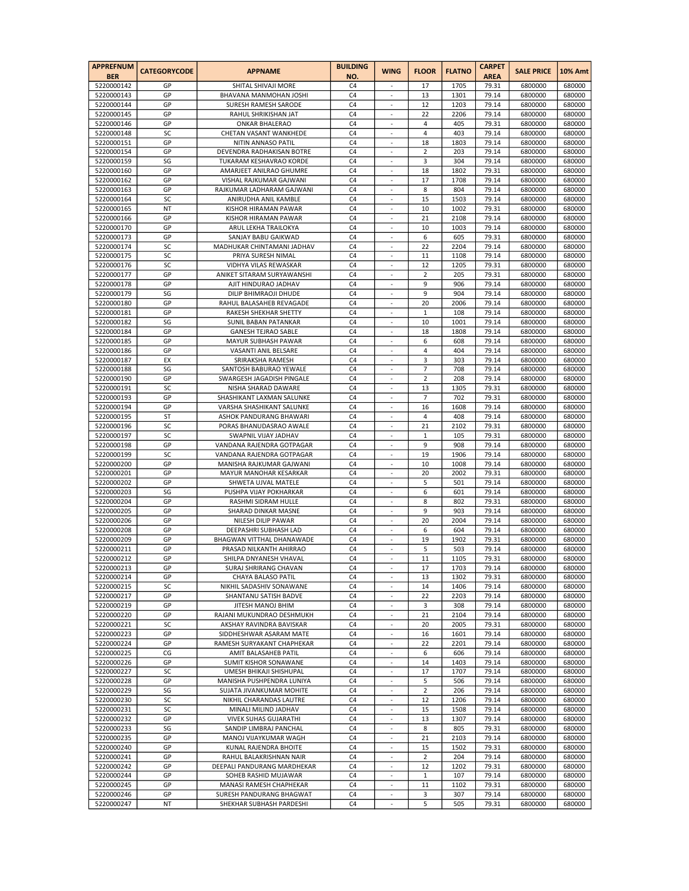| APPREFNUMBER | CATEGORYCODE | APPNAME | BUILDING NO. | WING | FLOOR | FLATNO | CARPET AREA | SALE PRICE | 10% Amt |
|---|---|---|---|---|---|---|---|---|---|
| 5220000142 | GP | SHITAL SHIVAJI MORE | C4 | - | 17 | 1705 | 79.31 | 6800000 | 680000 |
| 5220000143 | GP | BHAVANA MANMOHAN JOSHI | C4 | - | 13 | 1301 | 79.14 | 6800000 | 680000 |
| 5220000144 | GP | SURESH RAMESH SARODE | C4 | - | 12 | 1203 | 79.14 | 6800000 | 680000 |
| 5220000145 | GP | RAHUL SHRIKISHAN JAT | C4 | - | 22 | 2206 | 79.14 | 6800000 | 680000 |
| 5220000146 | GP | ONKAR BHALERAO | C4 | - | 4 | 405 | 79.31 | 6800000 | 680000 |
| 5220000148 | SC | CHETAN VASANT WANKHEDE | C4 | - | 4 | 403 | 79.14 | 6800000 | 680000 |
| 5220000151 | GP | NITIN ANNASO PATIL | C4 | - | 18 | 1803 | 79.14 | 6800000 | 680000 |
| 5220000154 | GP | DEVENDRA RADHAKISAN BOTRE | C4 | - | 2 | 203 | 79.14 | 6800000 | 680000 |
| 5220000159 | SG | TUKARAM KESHAVRAO KORDE | C4 | - | 3 | 304 | 79.14 | 6800000 | 680000 |
| 5220000160 | GP | AMARJEET ANILRAO GHUMRE | C4 | - | 18 | 1802 | 79.31 | 6800000 | 680000 |
| 5220000162 | GP | VISHAL RAJKUMAR GAJWANI | C4 | - | 17 | 1708 | 79.14 | 6800000 | 680000 |
| 5220000163 | GP | RAJKUMAR LADHARAM GAJWANI | C4 | - | 8 | 804 | 79.14 | 6800000 | 680000 |
| 5220000164 | SC | ANIRUDHA ANIL KAMBLE | C4 | - | 15 | 1503 | 79.14 | 6800000 | 680000 |
| 5220000165 | NT | KISHOR HIRAMAN PAWAR | C4 | - | 10 | 1002 | 79.31 | 6800000 | 680000 |
| 5220000166 | GP | KISHOR HIRAMAN PAWAR | C4 | - | 21 | 2108 | 79.14 | 6800000 | 680000 |
| 5220000170 | GP | ARUL LEKHA TRAILOKYA | C4 | - | 10 | 1003 | 79.14 | 6800000 | 680000 |
| 5220000173 | GP | SANJAY BABU GAIKWAD | C4 | - | 6 | 605 | 79.31 | 6800000 | 680000 |
| 5220000174 | SC | MADHUKAR CHINTAMANI JADHAV | C4 | - | 22 | 2204 | 79.14 | 6800000 | 680000 |
| 5220000175 | SC | PRIYA SURESH NIMAL | C4 | - | 11 | 1108 | 79.14 | 6800000 | 680000 |
| 5220000176 | SC | VIDHYA VILAS REWASKAR | C4 | - | 12 | 1205 | 79.31 | 6800000 | 680000 |
| 5220000177 | GP | ANIKET SITARAM SURYAWANSHI | C4 | - | 2 | 205 | 79.31 | 6800000 | 680000 |
| 5220000178 | GP | AJIT HINDURAO JADHAV | C4 | - | 9 | 906 | 79.14 | 6800000 | 680000 |
| 5220000179 | SG | DILIP BHIMRAOJI DHUDE | C4 | - | 9 | 904 | 79.14 | 6800000 | 680000 |
| 5220000180 | GP | RAHUL BALASAHEB REVAGADE | C4 | - | 20 | 2006 | 79.14 | 6800000 | 680000 |
| 5220000181 | GP | RAKESH SHEKHAR SHETTY | C4 | - | 1 | 108 | 79.14 | 6800000 | 680000 |
| 5220000182 | SG | SUNIL BABAN PATANKAR | C4 | - | 10 | 1001 | 79.14 | 6800000 | 680000 |
| 5220000184 | GP | GANESH TEJRAO SABLE | C4 | - | 18 | 1808 | 79.14 | 6800000 | 680000 |
| 5220000185 | GP | MAYUR SUBHASH PAWAR | C4 | - | 6 | 608 | 79.14 | 6800000 | 680000 |
| 5220000186 | GP | VASANTI ANIL BELSARE | C4 | - | 4 | 404 | 79.14 | 6800000 | 680000 |
| 5220000187 | EX | SRIRAKSHA RAMESH | C4 | - | 3 | 303 | 79.14 | 6800000 | 680000 |
| 5220000188 | SG | SANTOSH BABURAO YEWALE | C4 | - | 7 | 708 | 79.14 | 6800000 | 680000 |
| 5220000190 | GP | SWARGESH JAGADISH PINGALE | C4 | - | 2 | 208 | 79.14 | 6800000 | 680000 |
| 5220000191 | SC | NISHA SHARAD DAWARE | C4 | - | 13 | 1305 | 79.31 | 6800000 | 680000 |
| 5220000193 | GP | SHASHIKANT LAXMAN SALUNKE | C4 | - | 7 | 702 | 79.31 | 6800000 | 680000 |
| 5220000194 | GP | VARSHA SHASHIKANT SALUNKE | C4 | - | 16 | 1608 | 79.14 | 6800000 | 680000 |
| 5220000195 | ST | ASHOK PANDURANG BHAWARI | C4 | - | 4 | 408 | 79.14 | 6800000 | 680000 |
| 5220000196 | SC | PORAS BHANUDASRAO AWALE | C4 | - | 21 | 2102 | 79.31 | 6800000 | 680000 |
| 5220000197 | SC | SWAPNIL VIJAY JADHAV | C4 | - | 1 | 105 | 79.31 | 6800000 | 680000 |
| 5220000198 | GP | VANDANA RAJENDRA GOTPAGAR | C4 | - | 9 | 908 | 79.14 | 6800000 | 680000 |
| 5220000199 | SC | VANDANA RAJENDRA GOTPAGAR | C4 | - | 19 | 1906 | 79.14 | 6800000 | 680000 |
| 5220000200 | GP | MANISHA RAJKUMAR GAJWANI | C4 | - | 10 | 1008 | 79.14 | 6800000 | 680000 |
| 5220000201 | GP | MAYUR MANOHAR KESARKAR | C4 | - | 20 | 2002 | 79.31 | 6800000 | 680000 |
| 5220000202 | GP | SHWETA UJVAL MATELE | C4 | - | 5 | 501 | 79.14 | 6800000 | 680000 |
| 5220000203 | SG | PUSHPA VIJAY POKHARKAR | C4 | - | 6 | 601 | 79.14 | 6800000 | 680000 |
| 5220000204 | GP | RASHMI SIDRAM HULLE | C4 | - | 8 | 802 | 79.31 | 6800000 | 680000 |
| 5220000205 | GP | SHARAD DINKAR MASNE | C4 | - | 9 | 903 | 79.14 | 6800000 | 680000 |
| 5220000206 | GP | NILESH DILIP PAWAR | C4 | - | 20 | 2004 | 79.14 | 6800000 | 680000 |
| 5220000208 | GP | DEEPASHRI SUBHASH LAD | C4 | - | 6 | 604 | 79.14 | 6800000 | 680000 |
| 5220000209 | GP | BHAGWAN VITTHAL DHANAWADE | C4 | - | 19 | 1902 | 79.31 | 6800000 | 680000 |
| 5220000211 | GP | PRASAD NILKANTH AHIRRAO | C4 | - | 5 | 503 | 79.14 | 6800000 | 680000 |
| 5220000212 | GP | SHILPA DNYANESH VHAVAL | C4 | - | 11 | 1105 | 79.31 | 6800000 | 680000 |
| 5220000213 | GP | SURAJ SHRIRANG CHAVAN | C4 | - | 17 | 1703 | 79.14 | 6800000 | 680000 |
| 5220000214 | GP | CHAYA BALASO PATIL | C4 | - | 13 | 1302 | 79.31 | 6800000 | 680000 |
| 5220000215 | SC | NIKHIL SADASHIV SONAWANE | C4 | - | 14 | 1406 | 79.14 | 6800000 | 680000 |
| 5220000217 | GP | SHANTANU SATISH BADVE | C4 | - | 22 | 2203 | 79.14 | 6800000 | 680000 |
| 5220000219 | GP | JITESH MANOJ BHIM | C4 | - | 3 | 308 | 79.14 | 6800000 | 680000 |
| 5220000220 | GP | RAJANI MUKUNDRAO DESHMUKH | C4 | - | 21 | 2104 | 79.14 | 6800000 | 680000 |
| 5220000221 | SC | AKSHAY RAVINDRA BAVISKAR | C4 | - | 20 | 2005 | 79.31 | 6800000 | 680000 |
| 5220000223 | GP | SIDDHESHWAR ASARAM MATE | C4 | - | 16 | 1601 | 79.14 | 6800000 | 680000 |
| 5220000224 | GP | RAMESH SURYAKANT CHAPHEKAR | C4 | - | 22 | 2201 | 79.14 | 6800000 | 680000 |
| 5220000225 | CG | AMIT BALASAHEB PATIL | C4 | - | 6 | 606 | 79.14 | 6800000 | 680000 |
| 5220000226 | GP | SUMIT KISHOR SONAWANE | C4 | - | 14 | 1403 | 79.14 | 6800000 | 680000 |
| 5220000227 | SC | UMESH BHIKAJI SHISHUPAL | C4 | - | 17 | 1707 | 79.14 | 6800000 | 680000 |
| 5220000228 | GP | MANISHA PUSHPENDRA LUNIYA | C4 | - | 5 | 506 | 79.14 | 6800000 | 680000 |
| 5220000229 | SG | SUJATA JIVANKUMAR MOHITE | C4 | - | 2 | 206 | 79.14 | 6800000 | 680000 |
| 5220000230 | SC | NIKHIL CHARANDAS LAUTRE | C4 | - | 12 | 1206 | 79.14 | 6800000 | 680000 |
| 5220000231 | SC | MINALI MILIND JADHAV | C4 | - | 15 | 1508 | 79.14 | 6800000 | 680000 |
| 5220000232 | GP | VIVEK SUHAS GUJARATHI | C4 | - | 13 | 1307 | 79.14 | 6800000 | 680000 |
| 5220000233 | SG | SANDIP LIMBRAJ PANCHAL | C4 | - | 8 | 805 | 79.31 | 6800000 | 680000 |
| 5220000235 | GP | MANOJ VIJAYKUMAR WAGH | C4 | - | 21 | 2103 | 79.14 | 6800000 | 680000 |
| 5220000240 | GP | KUNAL RAJENDRA BHOITE | C4 | - | 15 | 1502 | 79.31 | 6800000 | 680000 |
| 5220000241 | GP | RAHUL BALAKRISHNAN NAIR | C4 | - | 2 | 204 | 79.14 | 6800000 | 680000 |
| 5220000242 | GP | DEEPALI PANDURANG MARDHEKAR | C4 | - | 12 | 1202 | 79.31 | 6800000 | 680000 |
| 5220000244 | GP | SOHEB RASHID MUJAWAR | C4 | - | 1 | 107 | 79.14 | 6800000 | 680000 |
| 5220000245 | GP | MANASI RAMESH CHAPHEKAR | C4 | - | 11 | 1102 | 79.31 | 6800000 | 680000 |
| 5220000246 | GP | SURESH PANDURANG BHAGWAT | C4 | - | 3 | 307 | 79.14 | 6800000 | 680000 |
| 5220000247 | NT | SHEKHAR SUBHASH PARDESHI | C4 | - | 5 | 505 | 79.31 | 6800000 | 680000 |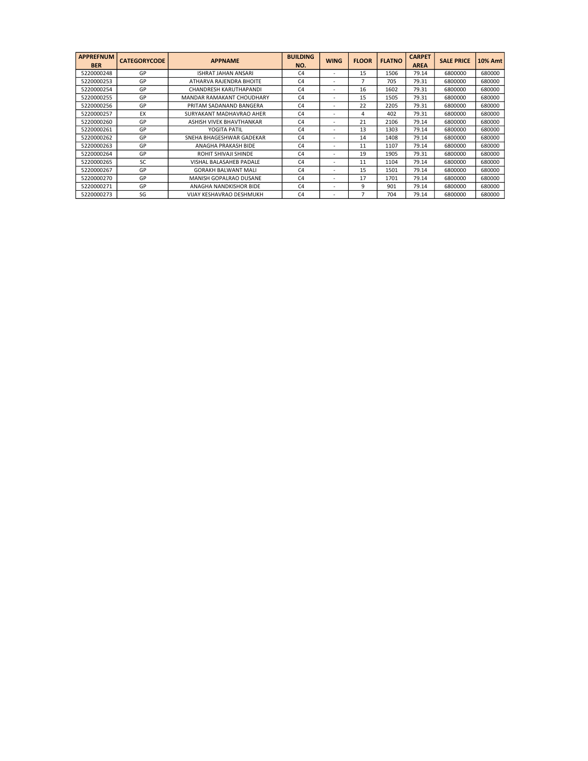| APPREFNUMBER | CATEGORYCODE | APPNAME | BUILDING NO. | WING | FLOOR | FLATNO | CARPET AREA | SALE PRICE | 10% Amt |
|---|---|---|---|---|---|---|---|---|---|
| 5220000248 | GP | ISHRAT JAHAN ANSARI | C4 | - | 15 | 1506 | 79.14 | 6800000 | 680000 |
| 5220000253 | GP | ATHARVA RAJENDRA BHOITE | C4 | - | 7 | 705 | 79.31 | 6800000 | 680000 |
| 5220000254 | GP | CHANDRESH KARUTHAPANDI | C4 | - | 16 | 1602 | 79.31 | 6800000 | 680000 |
| 5220000255 | GP | MANDAR RAMAKANT CHOUDHARY | C4 | - | 15 | 1505 | 79.31 | 6800000 | 680000 |
| 5220000256 | GP | PRITAM SADANAND BANGERA | C4 | - | 22 | 2205 | 79.31 | 6800000 | 680000 |
| 5220000257 | EX | SURYAKANT MADHAVRAO AHER | C4 | - | 4 | 402 | 79.31 | 6800000 | 680000 |
| 5220000260 | GP | ASHISH VIVEK BHAVTHANKAR | C4 | - | 21 | 2106 | 79.14 | 6800000 | 680000 |
| 5220000261 | GP | YOGITA PATIL | C4 | - | 13 | 1303 | 79.14 | 6800000 | 680000 |
| 5220000262 | GP | SNEHA BHAGESHWAR GADEKAR | C4 | - | 14 | 1408 | 79.14 | 6800000 | 680000 |
| 5220000263 | GP | ANAGHA PRAKASH BIDE | C4 | - | 11 | 1107 | 79.14 | 6800000 | 680000 |
| 5220000264 | GP | ROHIT SHIVAJI SHINDE | C4 | - | 19 | 1905 | 79.31 | 6800000 | 680000 |
| 5220000265 | SC | VISHAL BALASAHEB PADALE | C4 | - | 11 | 1104 | 79.14 | 6800000 | 680000 |
| 5220000267 | GP | GORAKH BALWANT MALI | C4 | - | 15 | 1501 | 79.14 | 6800000 | 680000 |
| 5220000270 | GP | MANISH GOPALRAO DUSANE | C4 | - | 17 | 1701 | 79.14 | 6800000 | 680000 |
| 5220000271 | GP | ANAGHA NANDKISHOR BIDE | C4 | - | 9 | 901 | 79.14 | 6800000 | 680000 |
| 5220000273 | SG | VIJAY KESHAVRAO DESHMUKH | C4 | - | 7 | 704 | 79.14 | 6800000 | 680000 |